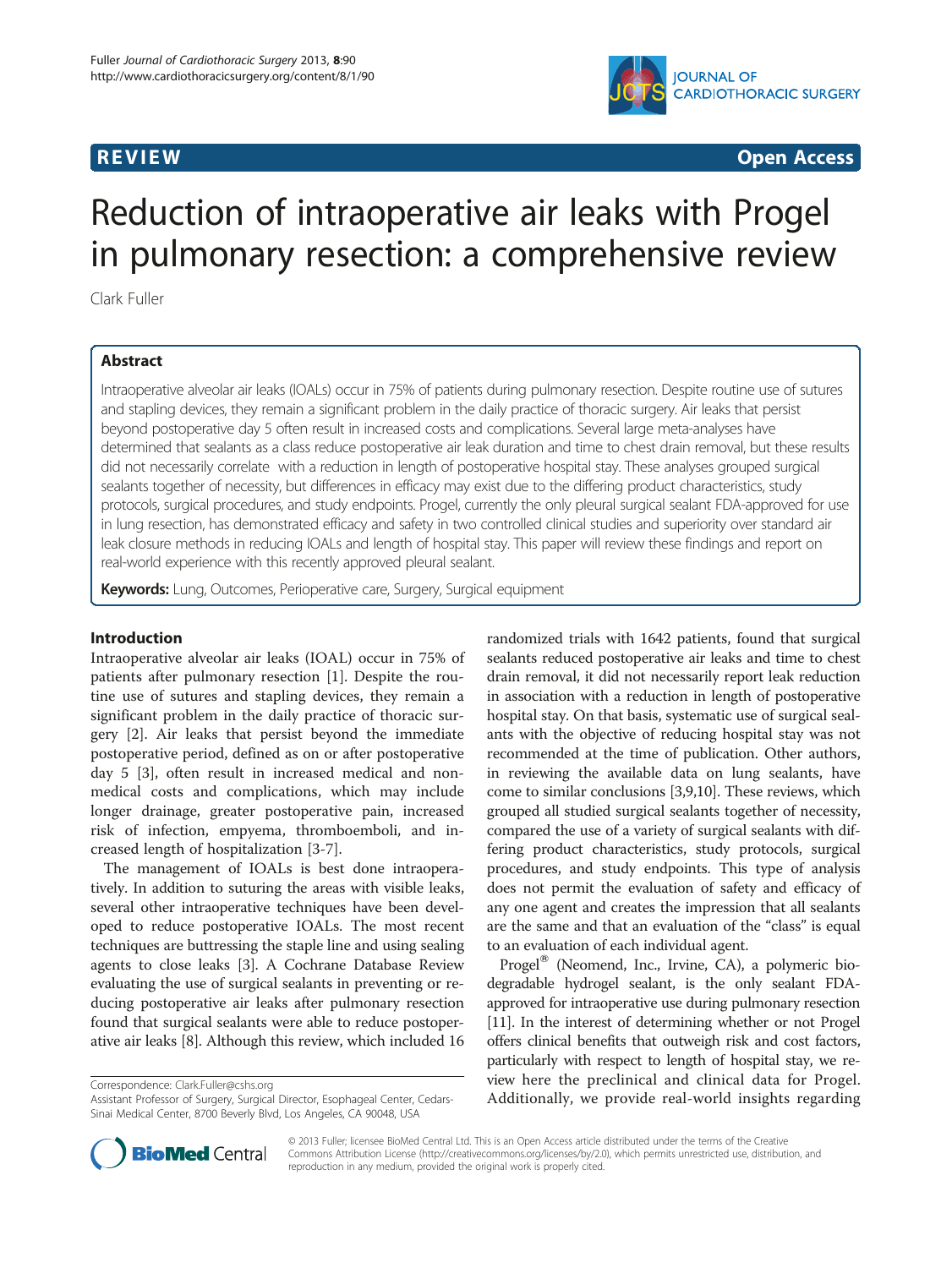REVIEW

Open Access

# Reduction of intraoperative air leaks with Progel in pulmonary resection: a comprehensive review

Clark Fuller

## Abstract

Intraoperative alveolar air leaks (IOALs) occur in 75% of patients during pulmonary resection. Despite routine use of sutures and stapling devices, they remain a significant problem in the daily practice of thoracic surgery. Air leaks that persist beyond postoperative day 5 often result in increased costs and complications. Several large meta-analyses have determined that sealants as a class reduce postoperative air leak duration and time to chest drain removal, but these results did not necessarily correlate with a reduction in length of postoperative hospital stay. These analyses grouped surgical sealants together of necessity, but differences in efficacy may exist due to the differing product characteristics, study protocols, surgical procedures, and study endpoints. Progel, currently the only pleural surgical sealant FDA-approved for use in lung resection, has demonstrated efficacy and safety in two controlled clinical studies and superiority over standard air leak closure methods in reducing IOALs and length of hospital stay. This paper will review these findings and report on real-world experience with this recently approved pleural sealant.

**Keywords:** Lung, Outcomes, Perioperative care, Surgery, Surgical equipment

## Introduction

Intraoperative alveolar air leaks (IOAL) occur in 75% of patients after pulmonary resection [1]. Despite the routine use of sutures and stapling devices, they remain a significant problem in the daily practice of thoracic surgery [2]. Air leaks that persist beyond the immediate postoperative period, defined as on or after postoperative day 5 [3], often result in increased medical and nonmedical costs and complications, which may include longer drainage, greater postoperative pain, increased risk of infection, empyema, thromboemboli, and increased length of hospitalization [3-7].

The management of IOALs is best done intraoperatively. In addition to suturing the areas with visible leaks, several other intraoperative techniques have been developed to reduce postoperative IOALs. The most recent techniques are buttressing the staple line and using sealing agents to close leaks [3]. A Cochrane Database Review evaluating the use of surgical sealants in preventing or reducing postoperative air leaks after pulmonary resection found that surgical sealants were able to reduce postoperative air leaks [8]. Although this review, which included 16 randomized trials with 1642 patients, found that surgical sealants reduced postoperative air leaks and time to chest drain removal, it did not necessarily report leak reduction in association with a reduction in length of postoperative hospital stay. On that basis, systematic use of surgical sealants with the objective of reducing hospital stay was not recommended at the time of publication. Other authors, in reviewing the available data on lung sealants, have come to similar conclusions [3,9,10]. These reviews, which grouped all studied surgical sealants together of necessity, compared the use of a variety of surgical sealants with differing product characteristics, study protocols, surgical procedures, and study endpoints. This type of analysis does not permit the evaluation of safety and efficacy of any one agent and creates the impression that all sealants are the same and that an evaluation of the "class" is equal to an evaluation of each individual agent.

Progel® (Neomend, Inc., Irvine, CA), a polymeric biodegradable hydrogel sealant, is the only sealant FDA-approved for intraoperative use during pulmonary resection [11]. In the interest of determining whether or not Progel offers clinical benefits that outweigh risk and cost factors, particularly with respect to length of hospital stay, we review here the preclinical and clinical data for Progel. Additionally, we provide real-world insights regarding

Correspondence: Clark.Fuller@cshs.org

Assistant Professor of Surgery, Surgical Director, Esophageal Center, Cedars-Sinai Medical Center, 8700 Beverly Blvd, Los Angeles, CA 90048, USA

© 2013 Fuller; licensee BioMed Central Ltd. This is an Open Access article distributed under the terms of the Creative Commons Attribution License (http://creativecommons.org/licenses/by/2.0), which permits unrestricted use, distribution, and reproduction in any medium, provided the original work is properly cited.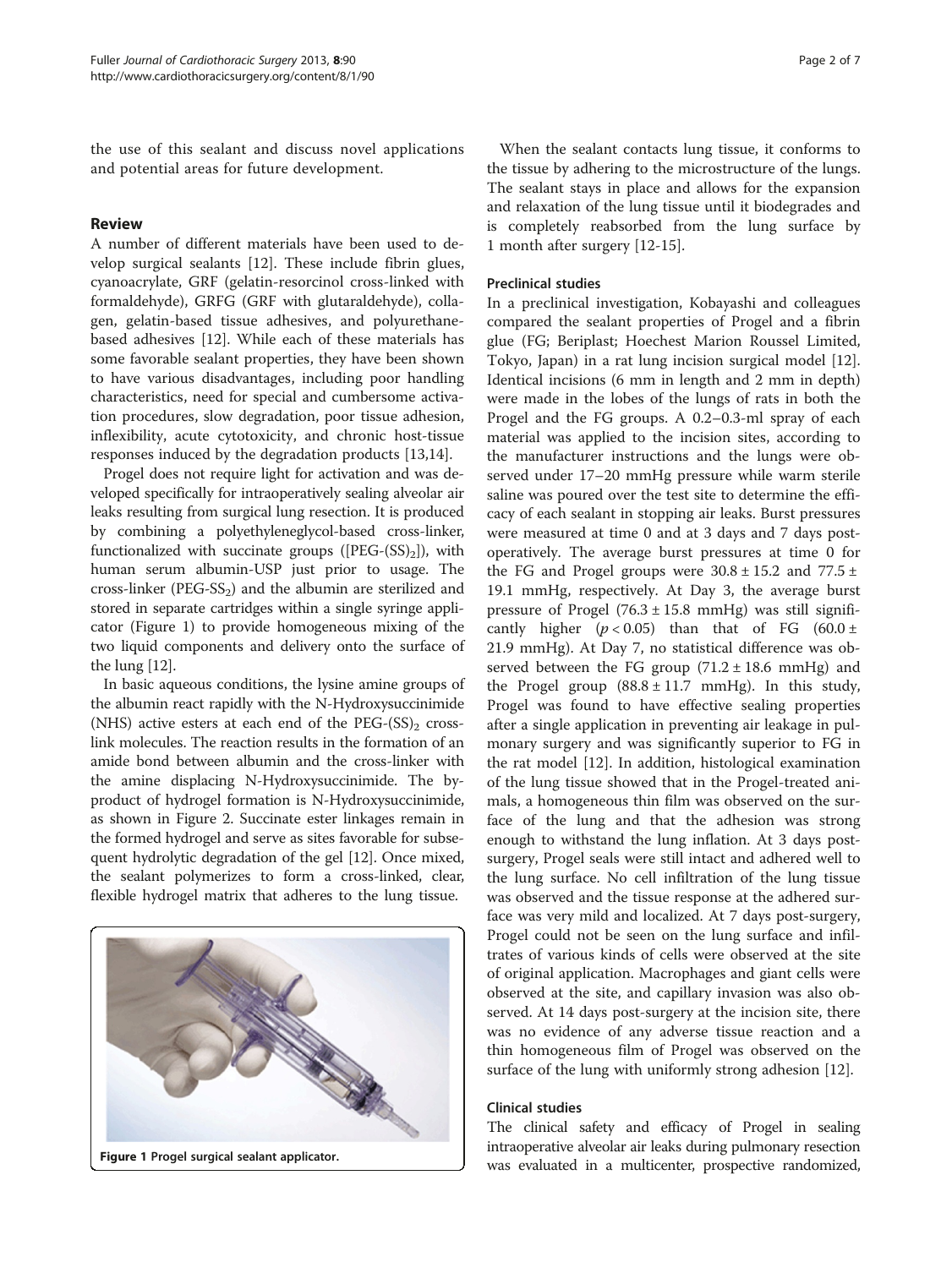the use of this sealant and discuss novel applications and potential areas for future development.

## Review

A number of different materials have been used to develop surgical sealants [12]. These include fibrin glues, cyanoacrylate, GRF (gelatin-resorcinol cross-linked with formaldehyde), GRFG (GRF with glutaraldehyde), collagen, gelatin-based tissue adhesives, and polyurethane-based adhesives [12]. While each of these materials has some favorable sealant properties, they have been shown to have various disadvantages, including poor handling characteristics, need for special and cumbersome activation procedures, slow degradation, poor tissue adhesion, inflexibility, acute cytotoxicity, and chronic host-tissue responses induced by the degradation products [13,14].

Progel does not require light for activation and was developed specifically for intraoperatively sealing alveolar air leaks resulting from surgical lung resection. It is produced by combining a polyethyleneglycol-based cross-linker, functionalized with succinate groups ($[PEG\text{-}(SS)_2]$), with human serum albumin-USP just prior to usage. The cross-linker ($PEG\text{-}SS_2$) and the albumin are sterilized and stored in separate cartridges within a single syringe applicator (Figure 1) to provide homogeneous mixing of the two liquid components and delivery onto the surface of the lung [12].

In basic aqueous conditions, the lysine amine groups of the albumin react rapidly with the N-Hydroxysuccinimide (NHS) active esters at each end of the $PEG\text{-}(SS)_2$ cross-link molecules. The reaction results in the formation of an amide bond between albumin and the cross-linker with the amine displacing N-Hydroxysuccinimide. The by-product of hydrogel formation is N-Hydroxysuccinimide, as shown in Figure 2. Succinate ester linkages remain in the formed hydrogel and serve as sites favorable for subsequent hydrolytic degradation of the gel [12]. Once mixed, the sealant polymerizes to form a cross-linked, clear, flexible hydrogel matrix that adheres to the lung tissue.

Figure 1 Progel surgical sealant applicator.

When the sealant contacts lung tissue, it conforms to the tissue by adhering to the microstructure of the lungs. The sealant stays in place and allows for the expansion and relaxation of the lung tissue until it biodegrades and is completely reabsorbed from the lung surface by 1 month after surgery [12-15].

### Preclinical studies

In a preclinical investigation, Kobayashi and colleagues compared the sealant properties of Progel and a fibrin glue (FG; Beriplast; Hoechest Marion Roussel Limited, Tokyo, Japan) in a rat lung incision surgical model [12]. Identical incisions (6 mm in length and 2 mm in depth) were made in the lobes of the lungs of rats in both the Progel and the FG groups. A 0.2–0.3-ml spray of each material was applied to the incision sites, according to the manufacturer instructions and the lungs were observed under 17–20 mmHg pressure while warm sterile saline was poured over the test site to determine the efficacy of each sealant in stopping air leaks. Burst pressures were measured at time 0 and at 3 days and 7 days postoperatively. The average burst pressures at time 0 for the FG and Progel groups were $30.8 \pm 15.2$ and $77.5 \pm 19.1$ mmHg, respectively. At Day 3, the average burst pressure of Progel ($76.3 \pm 15.8$ mmHg) was still significantly higher ($p < 0.05$) than that of FG ($60.0 \pm 21.9$ mmHg). At Day 7, no statistical difference was observed between the FG group ($71.2 \pm 18.6$ mmHg) and the Progel group ($88.8 \pm 11.7$ mmHg). In this study, Progel was found to have effective sealing properties after a single application in preventing air leakage in pulmonary surgery and was significantly superior to FG in the rat model [12]. In addition, histological examination of the lung tissue showed that in the Progel-treated animals, a homogeneous thin film was observed on the surface of the lung and that the adhesion was strong enough to withstand the lung inflation. At 3 days post-surgery, Progel seals were still intact and adhered well to the lung surface. No cell infiltration of the lung tissue was observed and the tissue response at the adhered surface was very mild and localized. At 7 days post-surgery, Progel could not be seen on the lung surface and infiltrates of various kinds of cells were observed at the site of original application. Macrophages and giant cells were observed at the site, and capillary invasion was also observed. At 14 days post-surgery at the incision site, there was no evidence of any adverse tissue reaction and a thin homogeneous film of Progel was observed on the surface of the lung with uniformly strong adhesion [12].

### Clinical studies

The clinical safety and efficacy of Progel in sealing intraoperative alveolar air leaks during pulmonary resection was evaluated in a multicenter, prospective randomized,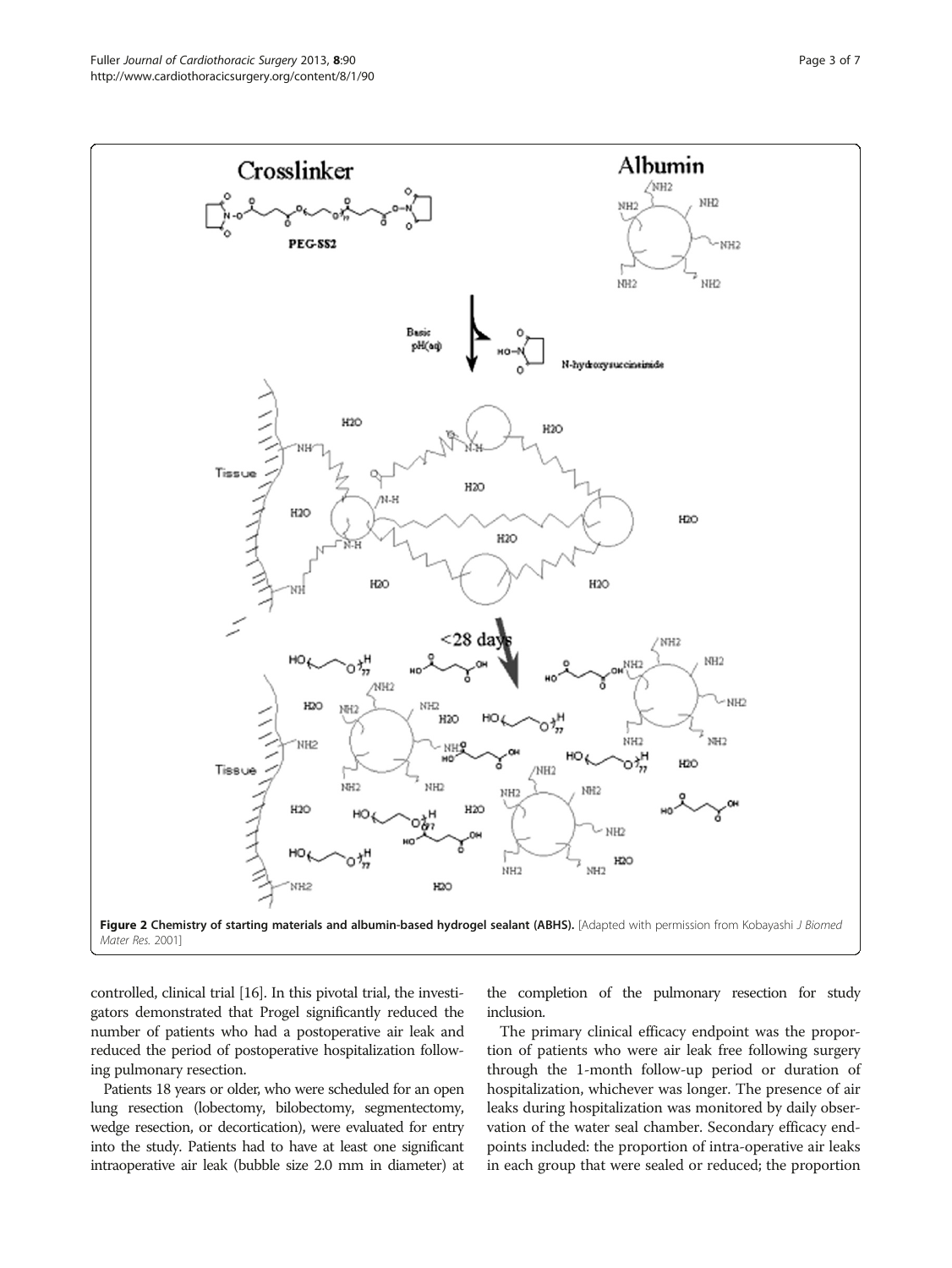**Figure 2 Chemistry of starting materials and albumin-based hydrogel sealant (ABHS).** [Adapted with permission from Kobayashi *J Biomed Mater Res.* 2001]

controlled, clinical trial [16]. In this pivotal trial, the investigators demonstrated that Progel significantly reduced the number of patients who had a postoperative air leak and reduced the period of postoperative hospitalization following pulmonary resection.

Patients 18 years or older, who were scheduled for an open lung resection (lobectomy, bilobectomy, segmentectomy, wedge resection, or decortication), were evaluated for entry into the study. Patients had to have at least one significant intraoperative air leak (bubble size 2.0 mm in diameter) at the completion of the pulmonary resection for study inclusion.

The primary clinical efficacy endpoint was the proportion of patients who were air leak free following surgery through the 1-month follow-up period or duration of hospitalization, whichever was longer. The presence of air leaks during hospitalization was monitored by daily observation of the water seal chamber. Secondary efficacy endpoints included: the proportion of intra-operative air leaks in each group that were sealed or reduced; the proportion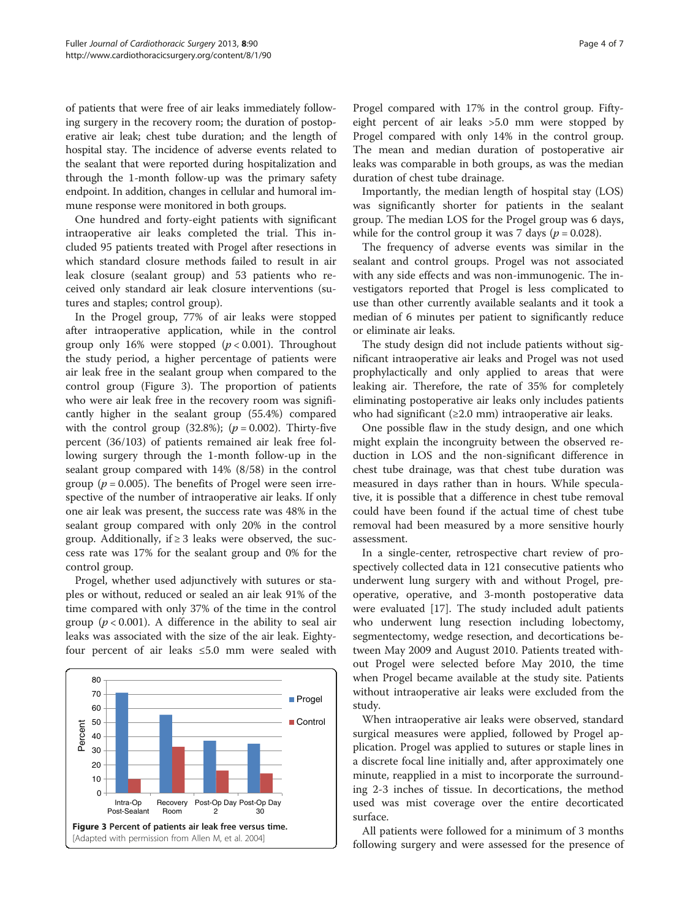of patients that were free of air leaks immediately following surgery in the recovery room; the duration of postoperative air leak; chest tube duration; and the length of hospital stay. The incidence of adverse events related to the sealant that were reported during hospitalization and through the 1-month follow-up was the primary safety endpoint. In addition, changes in cellular and humoral immune response were monitored in both groups.

One hundred and forty-eight patients with significant intraoperative air leaks completed the trial. This included 95 patients treated with Progel after resections in which standard closure methods failed to result in air leak closure (sealant group) and 53 patients who received only standard air leak closure interventions (sutures and staples; control group).

In the Progel group, 77% of air leaks were stopped after intraoperative application, while in the control group only 16% were stopped ($p < 0.001$). Throughout the study period, a higher percentage of patients were air leak free in the sealant group when compared to the control group (Figure 3). The proportion of patients who were air leak free in the recovery room was significantly higher in the sealant group (55.4%) compared with the control group (32.8%); ($p = 0.002$). Thirty-five percent (36/103) of patients remained air leak free following surgery through the 1-month follow-up in the sealant group compared with 14% (8/58) in the control group ($p = 0.005$). The benefits of Progel were seen irrespective of the number of intraoperative air leaks. If only one air leak was present, the success rate was 48% in the sealant group compared with only 20% in the control group. Additionally, if ≥ 3 leaks were observed, the success rate was 17% for the sealant group and 0% for the control group.

Progel, whether used adjunctively with sutures or staples or without, reduced or sealed an air leak 91% of the time compared with only 37% of the time in the control group ($p < 0.001$). A difference in the ability to seal air leaks was associated with the size of the air leak. Eighty-four percent of air leaks ≤5.0 mm were sealed with Progel compared with 17% in the control group. Fifty-eight percent of air leaks >5.0 mm were stopped by Progel compared with only 14% in the control group. The mean and median duration of postoperative air leaks was comparable in both groups, as was the median duration of chest tube drainage.

**Figure 3 Percent of patients air leak free versus time.** [Adapted with permission from Allen M, et al. 2004]

Importantly, the median length of hospital stay (LOS) was significantly shorter for patients in the sealant group. The median LOS for the Progel group was 6 days, while for the control group it was 7 days ($p = 0.028$).

The frequency of adverse events was similar in the sealant and control groups. Progel was not associated with any side effects and was non-immunogenic. The investigators reported that Progel is less complicated to use than other currently available sealants and it took a median of 6 minutes per patient to significantly reduce or eliminate air leaks.

The study design did not include patients without significant intraoperative air leaks and Progel was not used prophylactically and only applied to areas that were leaking air. Therefore, the rate of 35% for completely eliminating postoperative air leaks only includes patients who had significant (≥2.0 mm) intraoperative air leaks.

One possible flaw in the study design, and one which might explain the incongruity between the observed reduction in LOS and the non-significant difference in chest tube drainage, was that chest tube duration was measured in days rather than in hours. While speculative, it is possible that a difference in chest tube removal could have been found if the actual time of chest tube removal had been measured by a more sensitive hourly assessment.

In a single-center, retrospective chart review of prospectively collected data in 121 consecutive patients who underwent lung surgery with and without Progel, preoperative, operative, and 3-month postoperative data were evaluated [17]. The study included adult patients who underwent lung resection including lobectomy, segmentectomy, wedge resection, and decortications between May 2009 and August 2010. Patients treated without Progel were selected before May 2010, the time when Progel became available at the study site. Patients without intraoperative air leaks were excluded from the study.

When intraoperative air leaks were observed, standard surgical measures were applied, followed by Progel application. Progel was applied to sutures or staple lines in a discrete focal line initially and, after approximately one minute, reapplied in a mist to incorporate the surrounding 2-3 inches of tissue. In decortications, the method used was mist coverage over the entire decorticated surface.

All patients were followed for a minimum of 3 months following surgery and were assessed for the presence of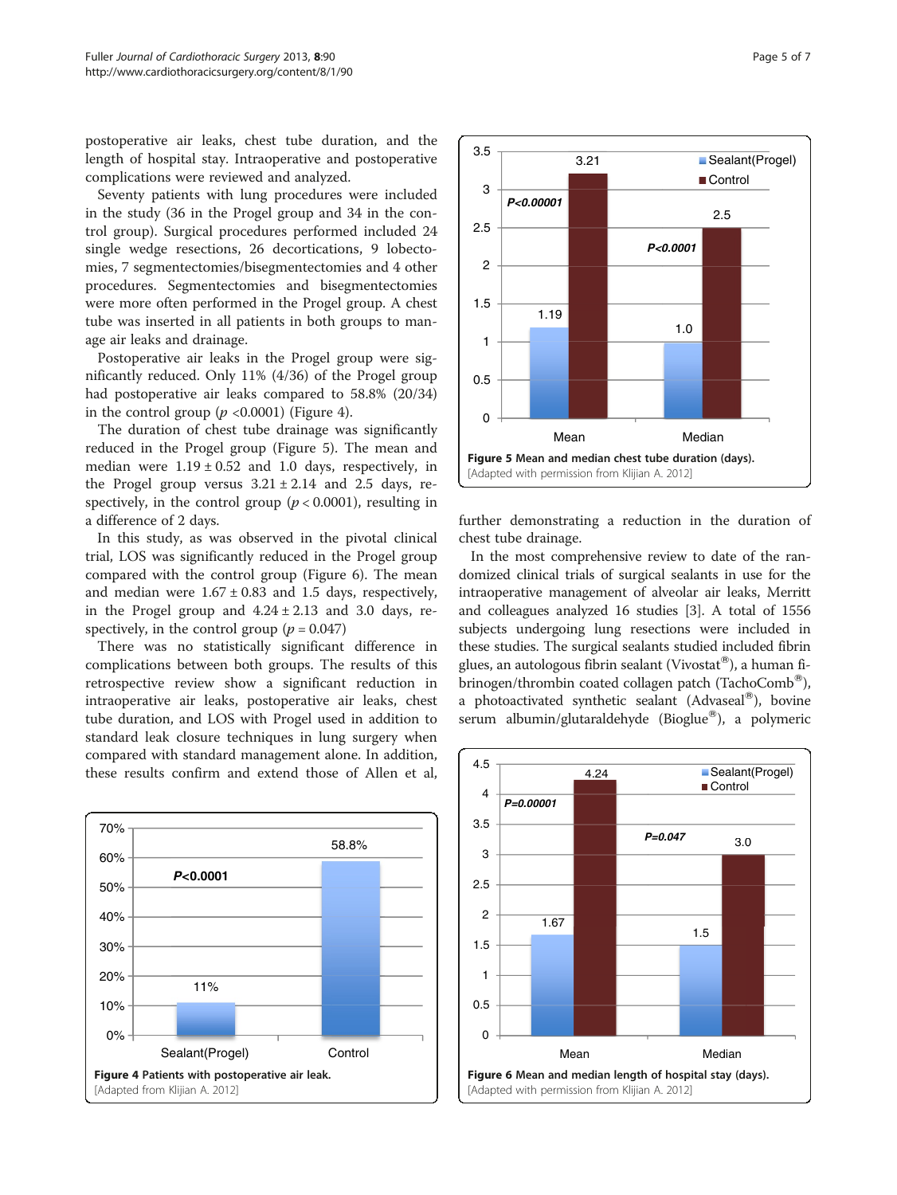postoperative air leaks, chest tube duration, and the length of hospital stay. Intraoperative and postoperative complications were reviewed and analyzed.

Seventy patients with lung procedures were included in the study (36 in the Progel group and 34 in the control group). Surgical procedures performed included 24 single wedge resections, 26 decortications, 9 lobectomies, 7 segmentectomies/bisegmentectomies and 4 other procedures. Segmentectomies and bisegmentectomies were more often performed in the Progel group. A chest tube was inserted in all patients in both groups to manage air leaks and drainage.

Postoperative air leaks in the Progel group were significantly reduced. Only 11% (4/36) of the Progel group had postoperative air leaks compared to 58.8% (20/34) in the control group ($p$ <0.0001) (Figure 4).

The duration of chest tube drainage was significantly reduced in the Progel group (Figure 5). The mean and median were $1.19 \pm 0.52$ and 1.0 days, respectively, in the Progel group versus $3.21 \pm 2.14$ and 2.5 days, respectively, in the control group ($p < 0.0001$), resulting in a difference of 2 days.

In this study, as was observed in the pivotal clinical trial, LOS was significantly reduced in the Progel group compared with the control group (Figure 6). The mean and median were $1.67 \pm 0.83$ and 1.5 days, respectively, in the Progel group and $4.24 \pm 2.13$ and 3.0 days, respectively, in the control group ($p = 0.047$)

There was no statistically significant difference in complications between both groups. The results of this retrospective review show a significant reduction in intraoperative air leaks, postoperative air leaks, chest tube duration, and LOS with Progel used in addition to standard leak closure techniques in lung surgery when compared with standard management alone. In addition, these results confirm and extend those of Allen et al, further demonstrating a reduction in the duration of chest tube drainage.

In the most comprehensive review to date of the randomized clinical trials of surgical sealants in use for the intraoperative management of alveolar air leaks, Merritt and colleagues analyzed 16 studies [3]. A total of 1556 subjects undergoing lung resections were included in these studies. The surgical sealants studied included fibrin glues, an autologous fibrin sealant (Vivostat®), a human fibrinogen/thrombin coated collagen patch (TachoComb®), a photoactivated synthetic sealant (Advaseal®), bovine serum albumin/glutaraldehyde (Bioglue®), a polymeric

**Figure 4** Patients with postoperative air leak.
[Adapted from Klijian A. 2012]

**Figure 5** Mean and median chest tube duration (days).
[Adapted with permission from Klijian A. 2012]

**Figure 6** Mean and median length of hospital stay (days).
[Adapted with permission from Klijian A. 2012]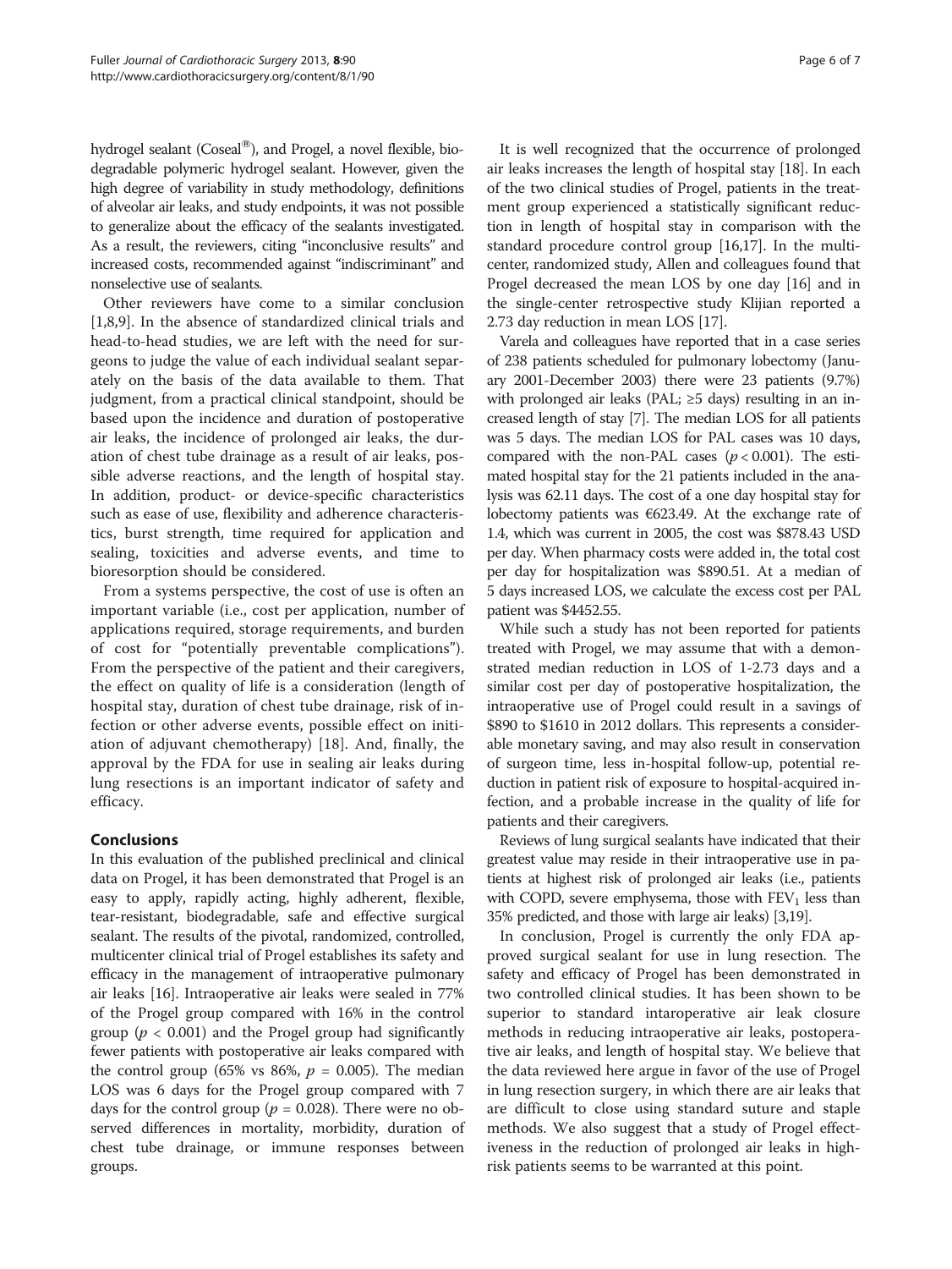hydrogel sealant (Coseal®), and Progel, a novel flexible, biodegradable polymeric hydrogel sealant. However, given the high degree of variability in study methodology, definitions of alveolar air leaks, and study endpoints, it was not possible to generalize about the efficacy of the sealants investigated. As a result, the reviewers, citing "inconclusive results" and increased costs, recommended against "indiscriminant" and nonselective use of sealants.

Other reviewers have come to a similar conclusion [1,8,9]. In the absence of standardized clinical trials and head-to-head studies, we are left with the need for surgeons to judge the value of each individual sealant separately on the basis of the data available to them. That judgment, from a practical clinical standpoint, should be based upon the incidence and duration of postoperative air leaks, the incidence of prolonged air leaks, the duration of chest tube drainage as a result of air leaks, possible adverse reactions, and the length of hospital stay. In addition, product- or device-specific characteristics such as ease of use, flexibility and adherence characteristics, burst strength, time required for application and sealing, toxicities and adverse events, and time to bioresorption should be considered.

From a systems perspective, the cost of use is often an important variable (i.e., cost per application, number of applications required, storage requirements, and burden of cost for "potentially preventable complications"). From the perspective of the patient and their caregivers, the effect on quality of life is a consideration (length of hospital stay, duration of chest tube drainage, risk of infection or other adverse events, possible effect on initiation of adjuvant chemotherapy) [18]. And, finally, the approval by the FDA for use in sealing air leaks during lung resections is an important indicator of safety and efficacy.

## Conclusions

In this evaluation of the published preclinical and clinical data on Progel, it has been demonstrated that Progel is an easy to apply, rapidly acting, highly adherent, flexible, tear-resistant, biodegradable, safe and effective surgical sealant. The results of the pivotal, randomized, controlled, multicenter clinical trial of Progel establishes its safety and efficacy in the management of intraoperative pulmonary air leaks [16]. Intraoperative air leaks were sealed in 77% of the Progel group compared with 16% in the control group ($p < 0.001$) and the Progel group had significantly fewer patients with postoperative air leaks compared with the control group (65% vs 86%, $p = 0.005$). The median LOS was 6 days for the Progel group compared with 7 days for the control group ($p = 0.028$). There were no observed differences in mortality, morbidity, duration of chest tube drainage, or immune responses between groups.

It is well recognized that the occurrence of prolonged air leaks increases the length of hospital stay [18]. In each of the two clinical studies of Progel, patients in the treatment group experienced a statistically significant reduction in length of hospital stay in comparison with the standard procedure control group [16,17]. In the multicenter, randomized study, Allen and colleagues found that Progel decreased the mean LOS by one day [16] and in the single-center retrospective study Klijian reported a 2.73 day reduction in mean LOS [17].

Varela and colleagues have reported that in a case series of 238 patients scheduled for pulmonary lobectomy (January 2001-December 2003) there were 23 patients (9.7%) with prolonged air leaks (PAL; ≥5 days) resulting in an increased length of stay [7]. The median LOS for all patients was 5 days. The median LOS for PAL cases was 10 days, compared with the non-PAL cases ($p < 0.001$). The estimated hospital stay for the 21 patients included in the analysis was 62.11 days. The cost of a one day hospital stay for lobectomy patients was €623.49. At the exchange rate of 1.4, which was current in 2005, the cost was $878.43 USD per day. When pharmacy costs were added in, the total cost per day for hospitalization was $890.51. At a median of 5 days increased LOS, we calculate the excess cost per PAL patient was $4452.55.

While such a study has not been reported for patients treated with Progel, we may assume that with a demonstrated median reduction in LOS of 1-2.73 days and a similar cost per day of postoperative hospitalization, the intraoperative use of Progel could result in a savings of $890 to $1610 in 2012 dollars. This represents a considerable monetary saving, and may also result in conservation of surgeon time, less in-hospital follow-up, potential reduction in patient risk of exposure to hospital-acquired infection, and a probable increase in the quality of life for patients and their caregivers.

Reviews of lung surgical sealants have indicated that their greatest value may reside in their intraoperative use in patients at highest risk of prolonged air leaks (i.e., patients with COPD, severe emphysema, those with $FEV_1$ less than 35% predicted, and those with large air leaks) [3,19].

In conclusion, Progel is currently the only FDA approved surgical sealant for use in lung resection. The safety and efficacy of Progel has been demonstrated in two controlled clinical studies. It has been shown to be superior to standard intaoperative air leak closure methods in reducing intraoperative air leaks, postoperative air leaks, and length of hospital stay. We believe that the data reviewed here argue in favor of the use of Progel in lung resection surgery, in which there are air leaks that are difficult to close using standard suture and staple methods. We also suggest that a study of Progel effectiveness in the reduction of prolonged air leaks in high-risk patients seems to be warranted at this point.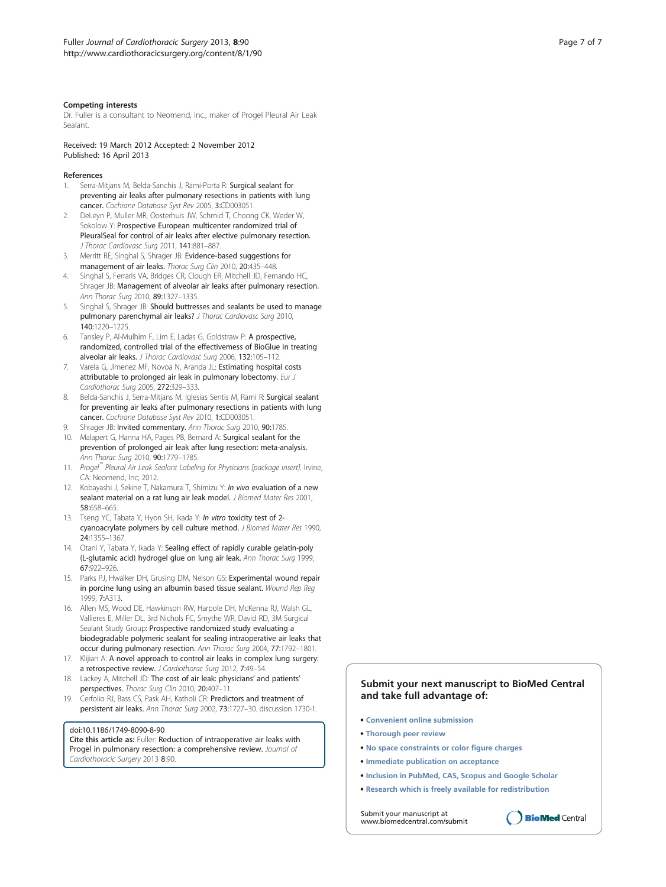### Competing interests

Dr. Fuller is a consultant to Neomend, Inc., maker of Progel Pleural Air Leak Sealant.

Received: 19 March 2012 Accepted: 2 November 2012
Published: 16 April 2013

### References

1. Serra-Mitjans M, Belda-Sanchis J, Rami-Porta R: **Surgical sealant for preventing air leaks after pulmonary resections in patients with lung cancer.** *Cochrane Database Syst Rev* 2005, **3**:CD003051.
2. DeLeyn P, Muller MR, Oosterhuis JW, Schmid T, Choong CK, Weder W, Sokolow Y: **Prospective European multicenter randomized trial of PleuralSeal for control of air leaks after elective pulmonary resection.** *J Thorac Cardiovasc Surg* 2011, **141**:881–887.
3. Merritt RE, Singhal S, Shrager JB: **Evidence-based suggestions for management of air leaks.** *Thorac Surg Clin* 2010, **20**:435–448.
4. Singhal S, Ferraris VA, Bridges CR, Clough ER, Mitchell JD, Fernando HC, Shrager JB: **Management of alveolar air leaks after pulmonary resection.** *Ann Thorac Surg* 2010, **89**:1327–1335.
5. Singhal S, Shrager JB: **Should buttresses and sealants be used to manage pulmonary parenchymal air leaks?** *J Thorac Cardiovasc Surg* 2010, **140**:1220–1225.
6. Tansley P, Al-Mulhim F, Lim E, Ladas G, Goldstraw P: **A prospective, randomized, controlled trial of the effectivemess of BioGlue in treating alveolar air leaks.** *J Thorac Cardiovasc Surg* 2006, **132**:105–112.
7. Varela G, Jimenez MF, Novoa N, Aranda JL: **Estimating hospital costs attributable to prolonged air leak in pulmonary lobectomy.** *Eur J Cardiothorac Surg* 2005, **272**:329–333.
8. Belda-Sanchis J, Serra-Mitjans M, Iglesias Sentis M, Rami R: **Surgical sealant for preventing air leaks after pulmonary resections in patients with lung cancer.** *Cochrane Database Syst Rev* 2010, **1**:CD003051.
9. Shrager JB: **Invited commentary.** *Ann Thorac Surg* 2010, **90**:1785.
10. Malapert G, Hanna HA, Pages PB, Bernard A: **Surgical sealant for the prevention of prolonged air leak after lung resection: meta-analysis.** *Ann Thorac Surg* 2010, **90**:1779–1785.
11. *Progel™ Pleural Air Leak Sealant Labeling for Physicians [package insert].* Irvine, CA: Neomend, Inc; 2012.
12. Kobayashi J, Sekine T, Nakamura T, Shimizu Y: ***In vivo* evaluation of a new sealant material on a rat lung air leak model.** *J Biomed Mater Res* 2001, **58**:658–665.
13. Tseng YC, Tabata Y, Hyon SH, Ikada Y: ***In vitro* toxicity test of 2-cyanoacrylate polymers by cell culture method.** *J Biomed Mater Res* 1990, **24**:1355–1367.
14. Otani Y, Tabata Y, Ikada Y: **Sealing effect of rapidly curable gelatin-poly (L-glutamic acid) hydrogel glue on lung air leak.** *Ann Thorac Surg* 1999, **67**:922–926.
15. Parks PJ, Hwalker DH, Grusing DM, Nelson GS: **Experimental wound repair in porcine lung using an albumin based tissue sealant.** *Wound Rep Reg* 1999, **7**:A313.
16. Allen MS, Wood DE, Hawkinson RW, Harpole DH, McKenna RJ, Walsh GL, Vallieres E, Miller DL, 3rd Nichols FC, Smythe WR, David RD, 3M Surgical Sealant Study Group: **Prospective randomized study evaluating a biodegradable polymeric sealant for sealing intraoperative air leaks that occur during pulmonary resection.** *Ann Thorac Surg* 2004, **77**:1792–1801.
17. Klijian A: **A novel approach to control air leaks in complex lung surgery: a retrospective review.** *J Cardiothorac Surg* 2012, **7**:49–54.
18. Lackey A, Mitchell JD: **The cost of air leak: physicians' and patients' perspectives.** *Thorac Surg Clin* 2010, **20**:407–11.
19. Cerfolio RJ, Bass CS, Pask AH, Katholi CR: **Predictors and treatment of persistent air leaks.** *Ann Thorac Surg* 2002, **73**:1727–30. discussion 1730-1.

doi:10.1186/1749-8090-8-90
**Cite this article as:** Fuller: Reduction of intraoperative air leaks with Progel in pulmonary resection: a comprehensive review. *Journal of Cardiothoracic Surgery* 2013 **8**:90.

**Submit your next manuscript to BioMed Central and take full advantage of:**

- Convenient online submission
- Thorough peer review
- No space constraints or color figure charges
- Immediate publication on acceptance
- Inclusion in PubMed, CAS, Scopus and Google Scholar
- Research which is freely available for redistribution

Submit your manuscript at
www.biomedcentral.com/submit

BioMed Central